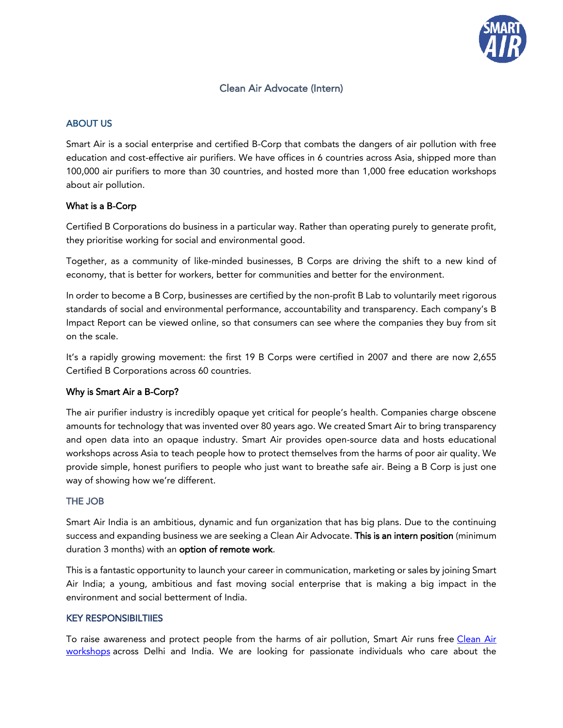# Clean Air Advocate (Intern)

## ABOUT US

Smart Air is a social enterprise and certified B-Corp that combats the dangers of air pollution with free education and cost-effective air purifiers. We have offices in 6 countries across Asia, shipped more than 100,000 air purifiers to more than 30 countries, and hosted more than 1,000 free education workshops about air pollution.

### What is a B-Corp

Certified B Corporations do business in a particular way. Rather than operating purely to generate profit, they prioritise working for social and environmental good.

Together, as a community of like-minded businesses, B Corps are driving the shift to a new kind of economy, that is better for workers, better for communities and better for the environment.

In order to become a B Corp, businesses are certified by the non-profit B Lab to voluntarily meet rigorous standards of social and environmental performance, accountability and transparency. Each company's B Impact Report can be viewed online, so that consumers can see where the companies they buy from sit on the scale.

It's a rapidly growing movement: the first 19 B Corps were certified in 2007 and there are now 2,655 Certified B Corporations across 60 countries.

### Why is Smart Air a B-Corp?

The air purifier industry is incredibly opaque yet critical for people's health. Companies charge obscene amounts for technology that was invented over 80 years ago. We created Smart Air to bring transparency and open data into an opaque industry. Smart Air provides open-source data and hosts educational workshops across Asia to teach people how to protect themselves from the harms of poor air quality. We provide simple, honest purifiers to people who just want to breathe safe air. Being a B Corp is just one way of showing how we're different.

## THE JOB

Smart Air India is an ambitious, dynamic and fun organization that has big plans. Due to the continuing success and expanding business we are seeking a Clean Air Advocate. **This is an intern position** (minimum duration 3 months) with an **option of remote work**.

This is a fantastic opportunity to launch your career in communication, marketing or sales by joining Smart Air India; a young, ambitious and fast moving social enterprise that is making a big impact in the environment and social betterment of India.

## KEY RESPONSIBILTIIES

To raise awareness and protect people from the harms of air pollution, Smart Air runs free Clean Air workshops across Delhi and India. We are looking for passionate individuals who care about the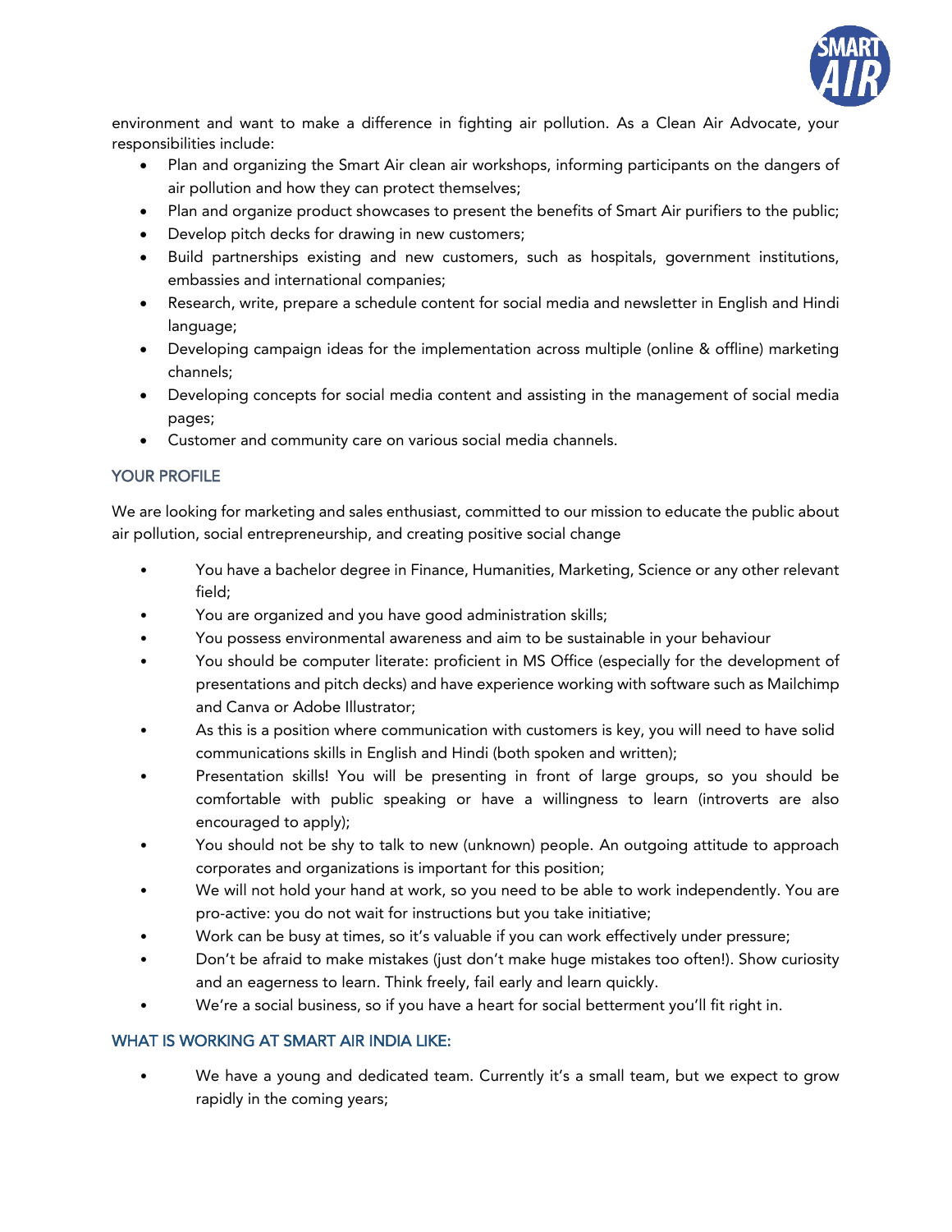environment and want to make a difference in fighting air pollution. As a Clean Air Advocate, your responsibilities include:

- Plan and organizing the Smart Air clean air workshops, informing participants on the dangers of air pollution and how they can protect themselves;
- Plan and organize product showcases to present the benefits of Smart Air purifiers to the public;
- Develop pitch decks for drawing in new customers;
- Build partnerships existing and new customers, such as hospitals, government institutions, embassies and international companies;
- Research, write, prepare a schedule content for social media and newsletter in English and Hindi language;
- Developing campaign ideas for the implementation across multiple (online & offline) marketing channels;
- Developing concepts for social media content and assisting in the management of social media pages;
- Customer and community care on various social media channels.

## YOUR PROFILE

We are looking for marketing and sales enthusiast, committed to our mission to educate the public about air pollution, social entrepreneurship, and creating positive social change

- You have a bachelor degree in Finance, Humanities, Marketing, Science or any other relevant field;
- You are organized and you have good administration skills;
- You possess environmental awareness and aim to be sustainable in your behaviour
- You should be computer literate: proficient in MS Office (especially for the development of presentations and pitch decks) and have experience working with software such as Mailchimp and Canva or Adobe Illustrator;
- As this is a position where communication with customers is key, you will need to have solid communications skills in English and Hindi (both spoken and written);
- Presentation skills! You will be presenting in front of large groups, so you should be comfortable with public speaking or have a willingness to learn (introverts are also encouraged to apply);
- You should not be shy to talk to new (unknown) people. An outgoing attitude to approach corporates and organizations is important for this position;
- We will not hold your hand at work, so you need to be able to work independently. You are pro-active: you do not wait for instructions but you take initiative;
- Work can be busy at times, so it's valuable if you can work effectively under pressure;
- Don't be afraid to make mistakes (just don't make huge mistakes too often!). Show curiosity and an eagerness to learn. Think freely, fail early and learn quickly.
- We're a social business, so if you have a heart for social betterment you'll fit right in.

## WHAT IS WORKING AT SMART AIR INDIA LIKE:

- We have a young and dedicated team. Currently it's a small team, but we expect to grow rapidly in the coming years;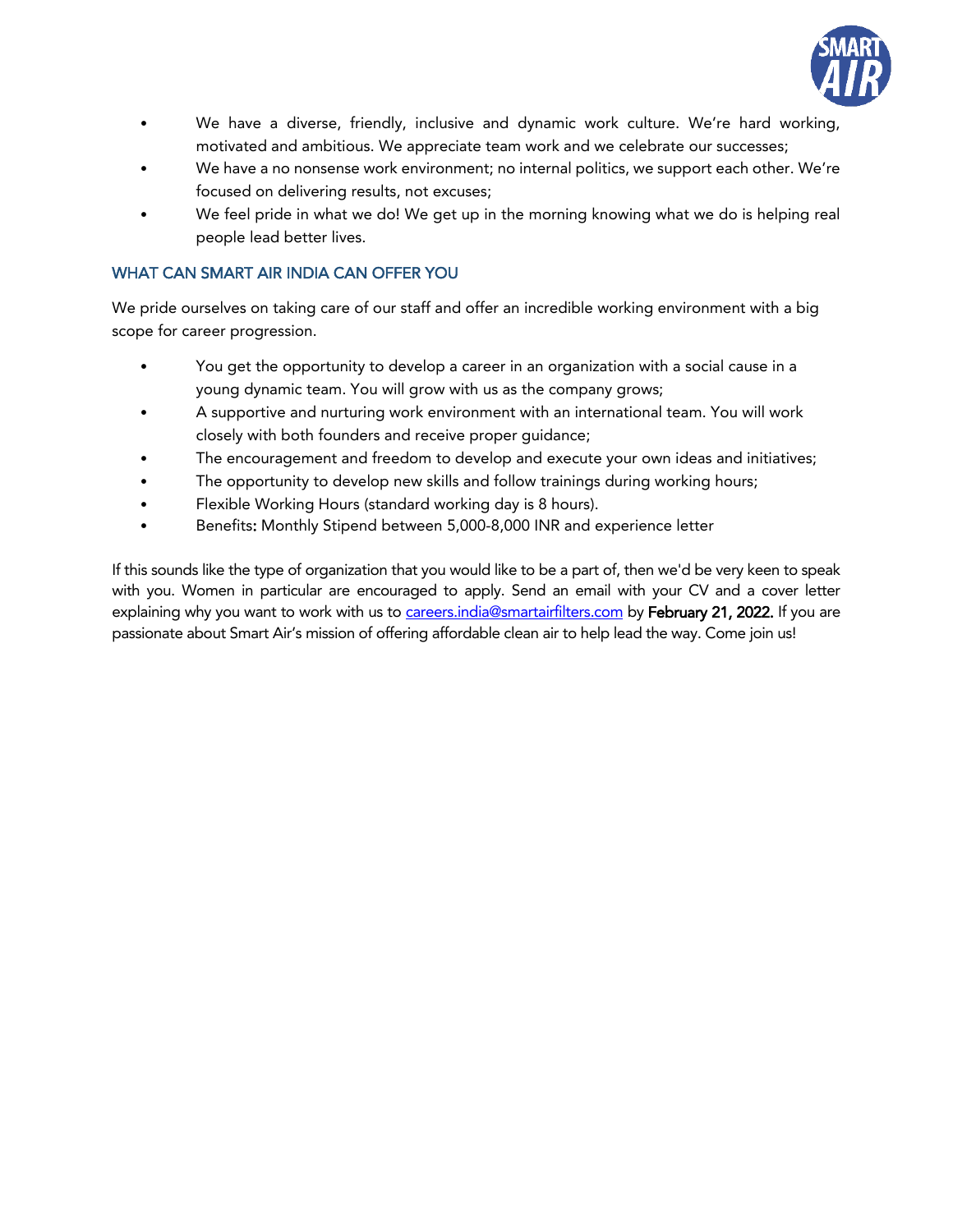- We have a diverse, friendly, inclusive and dynamic work culture. We're hard working, motivated and ambitious. We appreciate team work and we celebrate our successes;
- We have a no nonsense work environment; no internal politics, we support each other. We're focused on delivering results, not excuses;
- We feel pride in what we do! We get up in the morning knowing what we do is helping real people lead better lives.

## WHAT CAN SMART AIR INDIA CAN OFFER YOU

We pride ourselves on taking care of our staff and offer an incredible working environment with a big scope for career progression.

- You get the opportunity to develop a career in an organization with a social cause in a young dynamic team. You will grow with us as the company grows;
- A supportive and nurturing work environment with an international team. You will work closely with both founders and receive proper guidance;
- The encouragement and freedom to develop and execute your own ideas and initiatives;
- The opportunity to develop new skills and follow trainings during working hours;
- Flexible Working Hours (standard working day is 8 hours).
- Benefits**:** Monthly Stipend between 5,000-8,000 INR and experience letter

If this sounds like the type of organization that you would like to be a part of, then we'd be very keen to speak with you. Women in particular are encouraged to apply. Send an email with your CV and a cover letter explaining why you want to work with us to careers.india@smartairfilters.com by **February 21, 2022.** If you are passionate about Smart Air's mission of offering affordable clean air to help lead the way. Come join us!